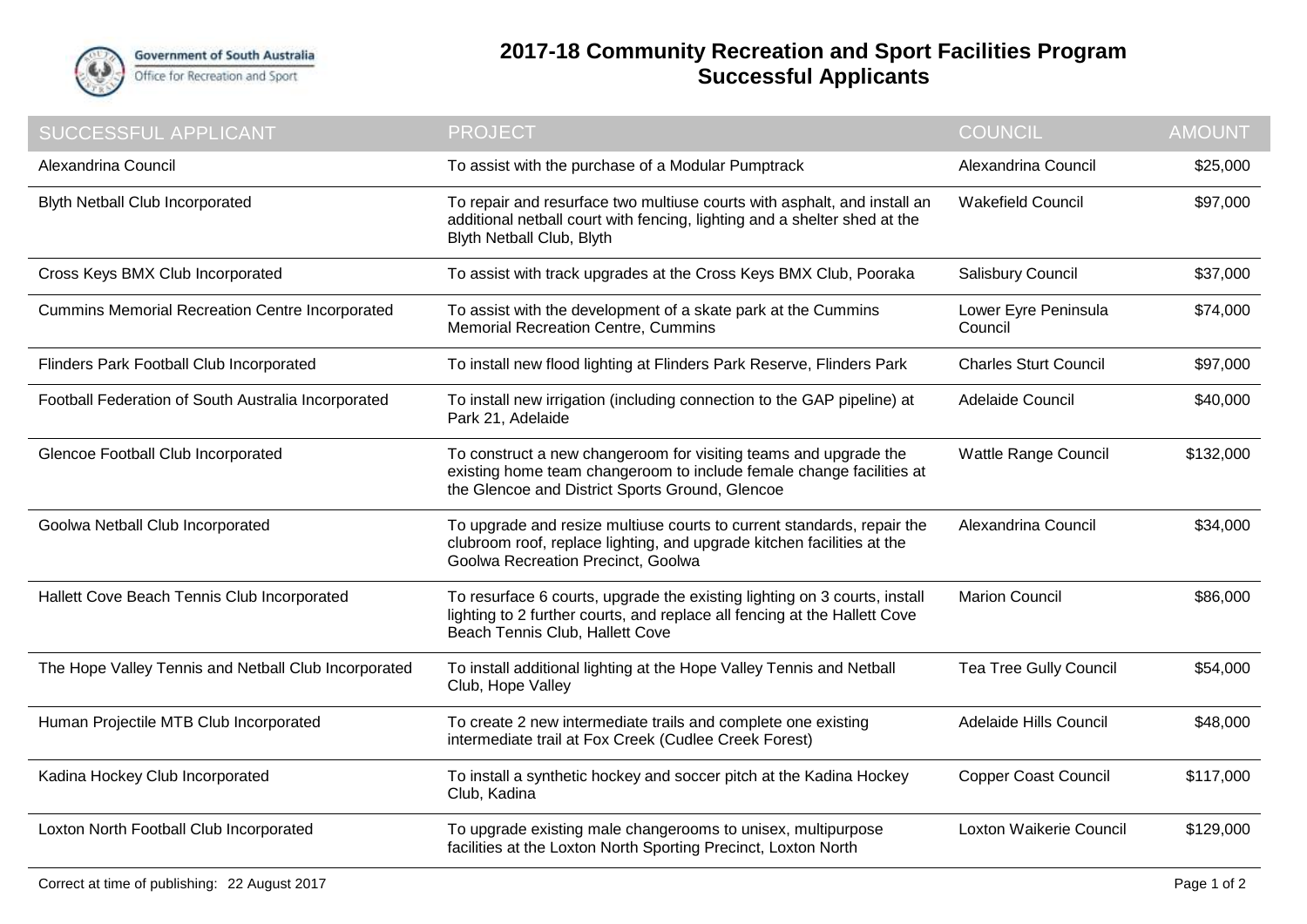Government of South Australia
Office for Recreation and Sport

# 2017-18 Community Recreation and Sport Facilities Program
## Successful Applicants

| SUCCESSFUL APPLICANT | PROJECT | COUNCIL | AMOUNT |
|---|---|---|---|
| Alexandrina Council | To assist with the purchase of a Modular Pumptrack | Alexandrina Council | $25,000 |
| Blyth Netball Club Incorporated | To repair and resurface two multiuse courts with asphalt, and install an additional netball court with fencing, lighting and a shelter shed at the Blyth Netball Club, Blyth | Wakefield Council | $97,000 |
| Cross Keys BMX Club Incorporated | To assist with track upgrades at the Cross Keys BMX Club, Pooraka | Salisbury Council | $37,000 |
| Cummins Memorial Recreation Centre Incorporated | To assist with the development of a skate park at the Cummins Memorial Recreation Centre, Cummins | Lower Eyre Peninsula Council | $74,000 |
| Flinders Park Football Club Incorporated | To install new flood lighting at Flinders Park Reserve, Flinders Park | Charles Sturt Council | $97,000 |
| Football Federation of South Australia Incorporated | To install new irrigation (including connection to the GAP pipeline) at Park 21, Adelaide | Adelaide Council | $40,000 |
| Glencoe Football Club Incorporated | To construct a new changeroom for visiting teams and upgrade the existing home team changeroom to include female change facilities at the Glencoe and District Sports Ground, Glencoe | Wattle Range Council | $132,000 |
| Goolwa Netball Club Incorporated | To upgrade and resize multiuse courts to current standards, repair the clubroom roof, replace lighting, and upgrade kitchen facilities at the Goolwa Recreation Precinct, Goolwa | Alexandrina Council | $34,000 |
| Hallett Cove Beach Tennis Club Incorporated | To resurface 6 courts, upgrade the existing lighting on 3 courts, install lighting to 2 further courts, and replace all fencing at the Hallett Cove Beach Tennis Club, Hallett Cove | Marion Council | $86,000 |
| The Hope Valley Tennis and Netball Club Incorporated | To install additional lighting at the Hope Valley Tennis and Netball Club, Hope Valley | Tea Tree Gully Council | $54,000 |
| Human Projectile MTB Club Incorporated | To create 2 new intermediate trails and complete one existing intermediate trail at Fox Creek (Cudlee Creek Forest) | Adelaide Hills Council | $48,000 |
| Kadina Hockey Club Incorporated | To install a synthetic hockey and soccer pitch at the Kadina Hockey Club, Kadina | Copper Coast Council | $117,000 |
| Loxton North Football Club Incorporated | To upgrade existing male changerooms to unisex, multipurpose facilities at the Loxton North Sporting Precinct, Loxton North | Loxton Waikerie Council | $129,000 |

Correct at time of publishing: 22 August 2017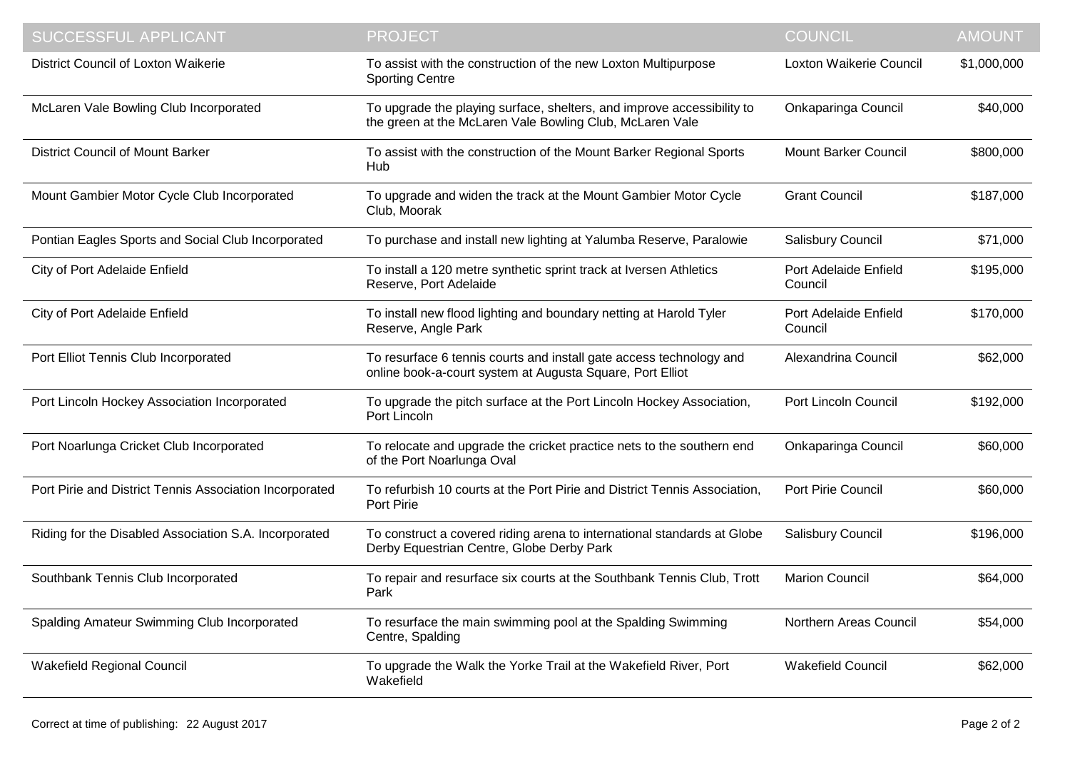| SUCCESSFUL APPLICANT | PROJECT | COUNCIL | AMOUNT |
|---|---|---|---|
| District Council of Loxton Waikerie | To assist with the construction of the new Loxton Multipurpose Sporting Centre | Loxton Waikerie Council | $1,000,000 |
| McLaren Vale Bowling Club Incorporated | To upgrade the playing surface, shelters, and improve accessibility to the green at the McLaren Vale Bowling Club, McLaren Vale | Onkaparinga Council | $40,000 |
| District Council of Mount Barker | To assist with the construction of the Mount Barker Regional Sports Hub | Mount Barker Council | $800,000 |
| Mount Gambier Motor Cycle Club Incorporated | To upgrade and widen the track at the Mount Gambier Motor Cycle Club, Moorak | Grant Council | $187,000 |
| Pontian Eagles Sports and Social Club Incorporated | To purchase and install new lighting at Yalumba Reserve, Paralowie | Salisbury Council | $71,000 |
| City of Port Adelaide Enfield | To install a 120 metre synthetic sprint track at Iversen Athletics Reserve, Port Adelaide | Port Adelaide Enfield Council | $195,000 |
| City of Port Adelaide Enfield | To install new flood lighting and boundary netting at Harold Tyler Reserve, Angle Park | Port Adelaide Enfield Council | $170,000 |
| Port Elliot Tennis Club Incorporated | To resurface 6 tennis courts and install gate access technology and online book-a-court system at Augusta Square, Port Elliot | Alexandrina Council | $62,000 |
| Port Lincoln Hockey Association Incorporated | To upgrade the pitch surface at the Port Lincoln Hockey Association, Port Lincoln | Port Lincoln Council | $192,000 |
| Port Noarlunga Cricket Club Incorporated | To relocate and upgrade the cricket practice nets to the southern end of the Port Noarlunga Oval | Onkaparinga Council | $60,000 |
| Port Pirie and District Tennis Association Incorporated | To refurbish 10 courts at the Port Pirie and District Tennis Association, Port Pirie | Port Pirie Council | $60,000 |
| Riding for the Disabled Association S.A. Incorporated | To construct a covered riding arena to international standards at Globe Derby Equestrian Centre, Globe Derby Park | Salisbury Council | $196,000 |
| Southbank Tennis Club Incorporated | To repair and resurface six courts at the Southbank Tennis Club, Trott Park | Marion Council | $64,000 |
| Spalding Amateur Swimming Club Incorporated | To resurface the main swimming pool at the Spalding Swimming Centre, Spalding | Northern Areas Council | $54,000 |
| Wakefield Regional Council | To upgrade the Walk the Yorke Trail at the Wakefield River, Port Wakefield | Wakefield Council | $62,000 |

Correct at time of publishing: 22 August 2017